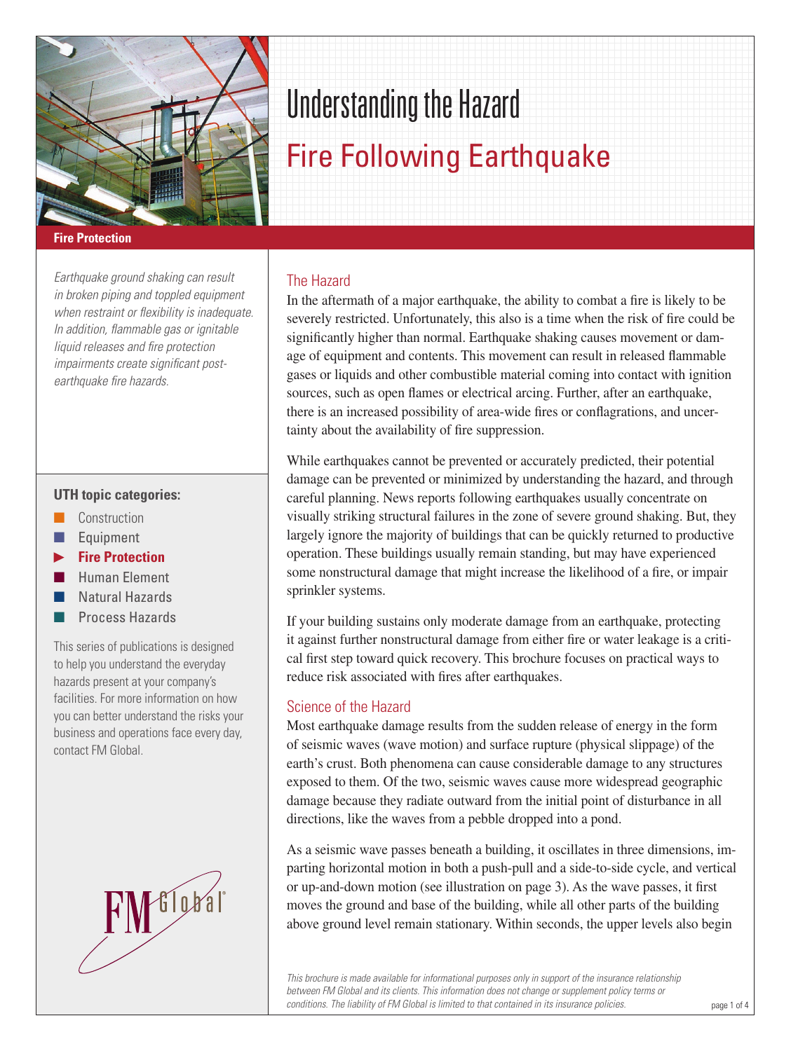# Understanding the Hazard

## Fire Following Earthquake

**Fire Protection**

*Earthquake ground shaking can result in broken piping and toppled equipment when restraint or flexibility is inadequate. In addition, flammable gas or ignitable liquid releases and fire protection impairments create significant post-earthquake fire hazards.*

**UTH topic categories:**

- Construction
- Equipment
- **Fire Protection**
- Human Element
- Natural Hazards
- Process Hazards

This series of publications is designed to help you understand the everyday hazards present at your company's facilities. For more information on how you can better understand the risks your business and operations face every day, contact FM Global.

### The Hazard

In the aftermath of a major earthquake, the ability to combat a fire is likely to be severely restricted. Unfortunately, this also is a time when the risk of fire could be significantly higher than normal. Earthquake shaking causes movement or damage of equipment and contents. This movement can result in released flammable gases or liquids and other combustible material coming into contact with ignition sources, such as open flames or electrical arcing. Further, after an earthquake, there is an increased possibility of area-wide fires or conflagrations, and uncertainty about the availability of fire suppression.

While earthquakes cannot be prevented or accurately predicted, their potential damage can be prevented or minimized by understanding the hazard, and through careful planning. News reports following earthquakes usually concentrate on visually striking structural failures in the zone of severe ground shaking. But, they largely ignore the majority of buildings that can be quickly returned to productive operation. These buildings usually remain standing, but may have experienced some nonstructural damage that might increase the likelihood of a fire, or impair sprinkler systems.

If your building sustains only moderate damage from an earthquake, protecting it against further nonstructural damage from either fire or water leakage is a critical first step toward quick recovery. This brochure focuses on practical ways to reduce risk associated with fires after earthquakes.

### Science of the Hazard

Most earthquake damage results from the sudden release of energy in the form of seismic waves (wave motion) and surface rupture (physical slippage) of the earth's crust. Both phenomena can cause considerable damage to any structures exposed to them. Of the two, seismic waves cause more widespread geographic damage because they radiate outward from the initial point of disturbance in all directions, like the waves from a pebble dropped into a pond.

As a seismic wave passes beneath a building, it oscillates in three dimensions, imparting horizontal motion in both a push-pull and a side-to-side cycle, and vertical or up-and-down motion (see illustration on page 3). As the wave passes, it first moves the ground and base of the building, while all other parts of the building above ground level remain stationary. Within seconds, the upper levels also begin

*This brochure is made available for informational purposes only in support of the insurance relationship between FM Global and its clients. This information does not change or supplement policy terms or conditions. The liability of FM Global is limited to that contained in its insurance policies.*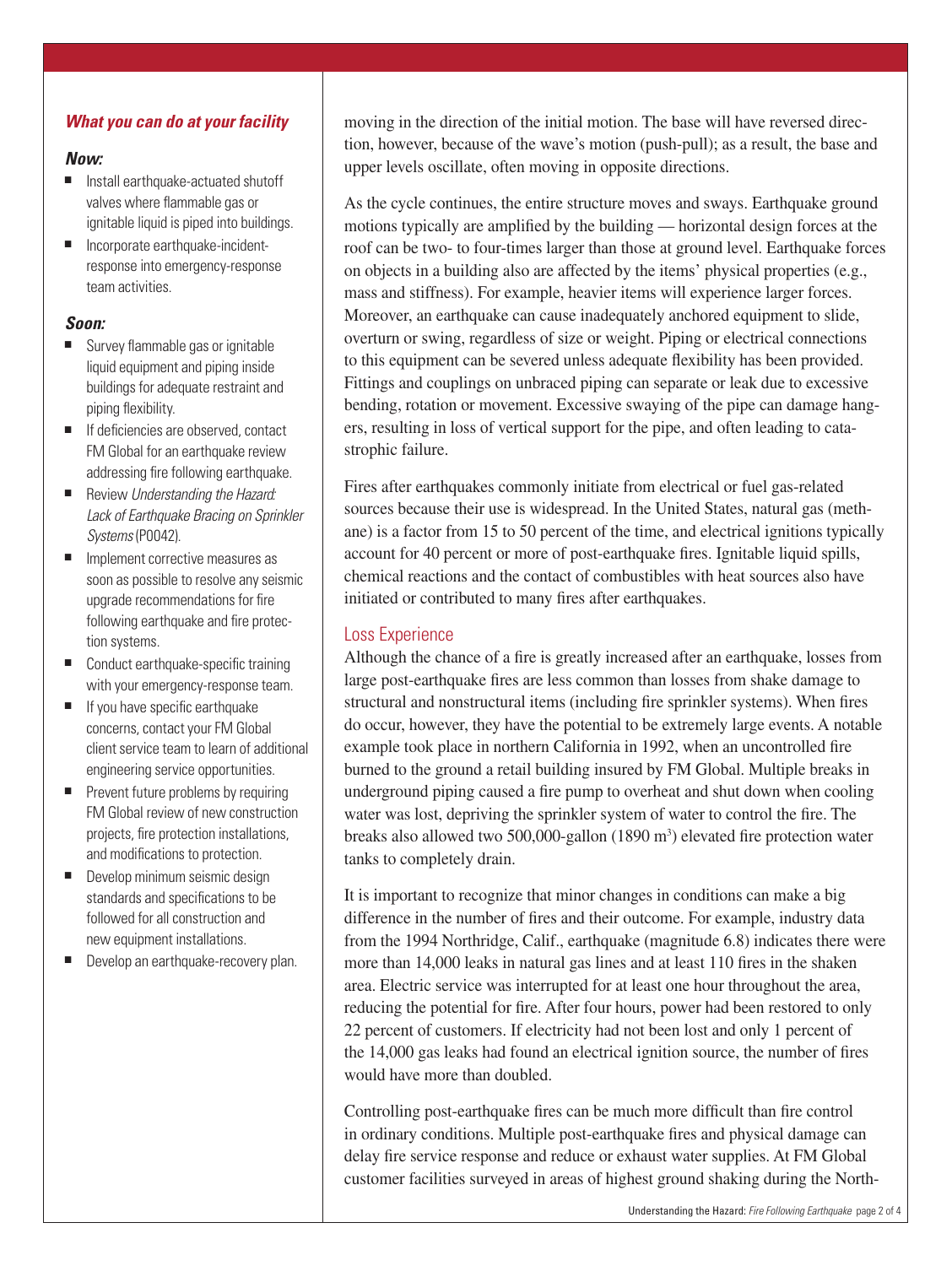### *What you can do at your facility*

***Now:***

- Install earthquake-actuated shutoff valves where flammable gas or ignitable liquid is piped into buildings.
- Incorporate earthquake-incident-response into emergency-response team activities.

***Soon:***

- Survey flammable gas or ignitable liquid equipment and piping inside buildings for adequate restraint and piping flexibility.
- If deficiencies are observed, contact FM Global for an earthquake review addressing fire following earthquake.
- Review *Understanding the Hazard: Lack of Earthquake Bracing on Sprinkler Systems* (P0042).
- Implement corrective measures as soon as possible to resolve any seismic upgrade recommendations for fire following earthquake and fire protection systems.
- Conduct earthquake-specific training with your emergency-response team.
- If you have specific earthquake concerns, contact your FM Global client service team to learn of additional engineering service opportunities.
- Prevent future problems by requiring FM Global review of new construction projects, fire protection installations, and modifications to protection.
- Develop minimum seismic design standards and specifications to be followed for all construction and new equipment installations.
- Develop an earthquake-recovery plan.

moving in the direction of the initial motion. The base will have reversed direction, however, because of the wave's motion (push-pull); as a result, the base and upper levels oscillate, often moving in opposite directions.

As the cycle continues, the entire structure moves and sways. Earthquake ground motions typically are amplified by the building — horizontal design forces at the roof can be two- to four-times larger than those at ground level. Earthquake forces on objects in a building also are affected by the items' physical properties (e.g., mass and stiffness). For example, heavier items will experience larger forces. Moreover, an earthquake can cause inadequately anchored equipment to slide, overturn or swing, regardless of size or weight. Piping or electrical connections to this equipment can be severed unless adequate flexibility has been provided. Fittings and couplings on unbraced piping can separate or leak due to excessive bending, rotation or movement. Excessive swaying of the pipe can damage hangers, resulting in loss of vertical support for the pipe, and often leading to catastrophic failure.

Fires after earthquakes commonly initiate from electrical or fuel gas-related sources because their use is widespread. In the United States, natural gas (methane) is a factor from 15 to 50 percent of the time, and electrical ignitions typically account for 40 percent or more of post-earthquake fires. Ignitable liquid spills, chemical reactions and the contact of combustibles with heat sources also have initiated or contributed to many fires after earthquakes.

## Loss Experience

Although the chance of a fire is greatly increased after an earthquake, losses from large post-earthquake fires are less common than losses from shake damage to structural and nonstructural items (including fire sprinkler systems). When fires do occur, however, they have the potential to be extremely large events. A notable example took place in northern California in 1992, when an uncontrolled fire burned to the ground a retail building insured by FM Global. Multiple breaks in underground piping caused a fire pump to overheat and shut down when cooling water was lost, depriving the sprinkler system of water to control the fire. The breaks also allowed two 500,000-gallon (1890 $m^3$) elevated fire protection water tanks to completely drain.

It is important to recognize that minor changes in conditions can make a big difference in the number of fires and their outcome. For example, industry data from the 1994 Northridge, Calif., earthquake (magnitude 6.8) indicates there were more than 14,000 leaks in natural gas lines and at least 110 fires in the shaken area. Electric service was interrupted for at least one hour throughout the area, reducing the potential for fire. After four hours, power had been restored to only 22 percent of customers. If electricity had not been lost and only 1 percent of the 14,000 gas leaks had found an electrical ignition source, the number of fires would have more than doubled.

Controlling post-earthquake fires can be much more difficult than fire control in ordinary conditions. Multiple post-earthquake fires and physical damage can delay fire service response and reduce or exhaust water supplies. At FM Global customer facilities surveyed in areas of highest ground shaking during the North-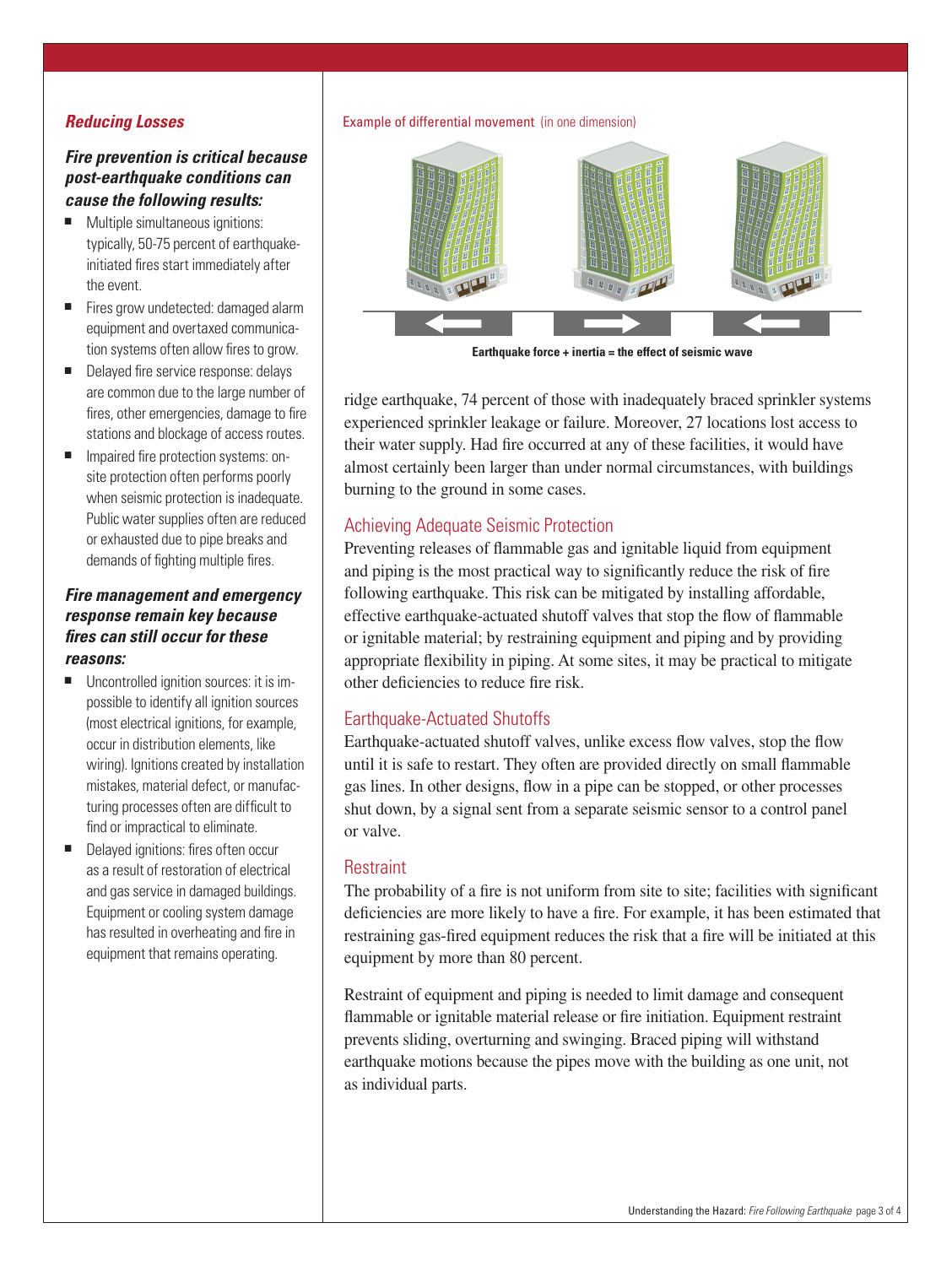### *Reducing Losses*

***Fire prevention is critical because post-earthquake conditions can cause the following results:***

- Multiple simultaneous ignitions: typically, 50-75 percent of earthquake-initiated fires start immediately after the event.
- Fires grow undetected: damaged alarm equipment and overtaxed communication systems often allow fires to grow.
- Delayed fire service response: delays are common due to the large number of fires, other emergencies, damage to fire stations and blockage of access routes.
- Impaired fire protection systems: on-site protection often performs poorly when seismic protection is inadequate. Public water supplies often are reduced or exhausted due to pipe breaks and demands of fighting multiple fires.

***Fire management and emergency response remain key because fires can still occur for these reasons:***

- Uncontrolled ignition sources: it is impossible to identify all ignition sources (most electrical ignitions, for example, occur in distribution elements, like wiring). Ignitions created by installation mistakes, material defect, or manufacturing processes often are difficult to find or impractical to eliminate.
- Delayed ignitions: fires often occur as a result of restoration of electrical and gas service in damaged buildings. Equipment or cooling system damage has resulted in overheating and fire in equipment that remains operating.

Example of differential movement (in one dimension)

**Earthquake force + inertia = the effect of seismic wave**

ridge earthquake, 74 percent of those with inadequately braced sprinkler systems experienced sprinkler leakage or failure. Moreover, 27 locations lost access to their water supply. Had fire occurred at any of these facilities, it would have almost certainly been larger than under normal circumstances, with buildings burning to the ground in some cases.

## Achieving Adequate Seismic Protection

Preventing releases of flammable gas and ignitable liquid from equipment and piping is the most practical way to significantly reduce the risk of fire following earthquake. This risk can be mitigated by installing affordable, effective earthquake-actuated shutoff valves that stop the flow of flammable or ignitable material; by restraining equipment and piping and by providing appropriate flexibility in piping. At some sites, it may be practical to mitigate other deficiencies to reduce fire risk.

## Earthquake-Actuated Shutoffs

Earthquake-actuated shutoff valves, unlike excess flow valves, stop the flow until it is safe to restart. They often are provided directly on small flammable gas lines. In other designs, flow in a pipe can be stopped, or other processes shut down, by a signal sent from a separate seismic sensor to a control panel or valve.

## Restraint

The probability of a fire is not uniform from site to site; facilities with significant deficiencies are more likely to have a fire. For example, it has been estimated that restraining gas-fired equipment reduces the risk that a fire will be initiated at this equipment by more than 80 percent.

Restraint of equipment and piping is needed to limit damage and consequent flammable or ignitable material release or fire initiation. Equipment restraint prevents sliding, overturning and swinging. Braced piping will withstand earthquake motions because the pipes move with the building as one unit, not as individual parts.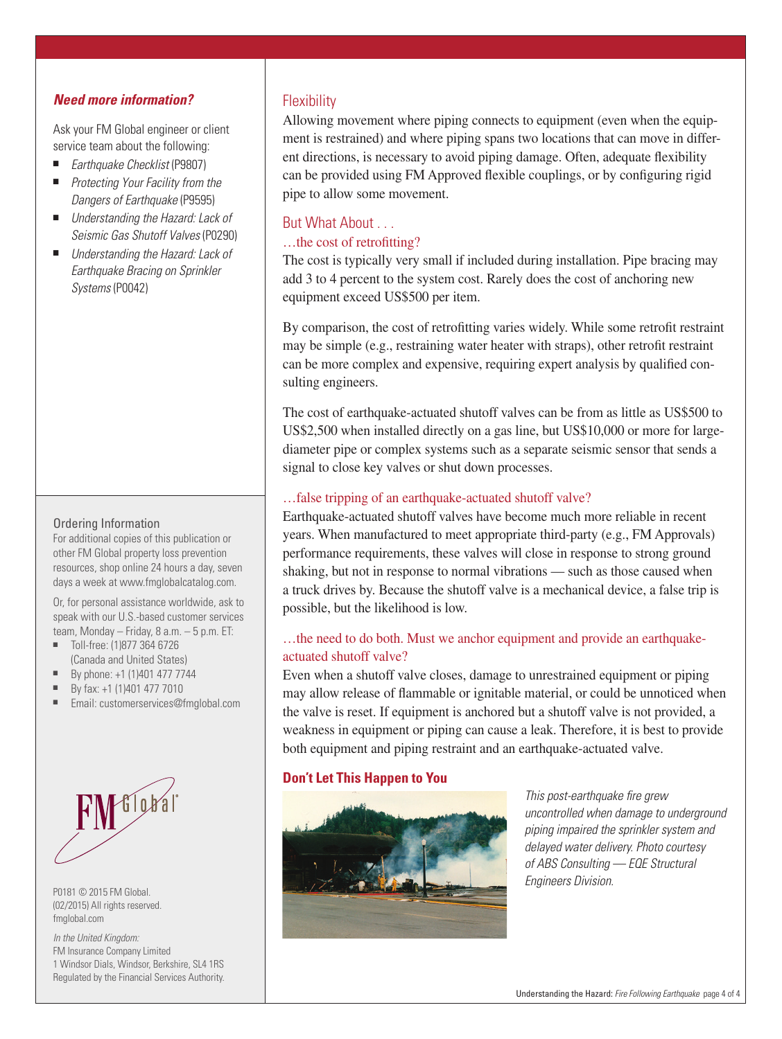## Flexibility

Allowing movement where piping connects to equipment (even when the equipment is restrained) and where piping spans two locations that can move in different directions, is necessary to avoid piping damage. Often, adequate flexibility can be provided using FM Approved flexible couplings, or by configuring rigid pipe to allow some movement.

## But What About . . .

### …the cost of retrofitting?

The cost is typically very small if included during installation. Pipe bracing may add 3 to 4 percent to the system cost. Rarely does the cost of anchoring new equipment exceed US$500 per item.

By comparison, the cost of retrofitting varies widely. While some retrofit restraint may be simple (e.g., restraining water heater with straps), other retrofit restraint can be more complex and expensive, requiring expert analysis by qualified consulting engineers.

The cost of earthquake-actuated shutoff valves can be from as little as US$500 to US$2,500 when installed directly on a gas line, but US$10,000 or more for large-diameter pipe or complex systems such as a separate seismic sensor that sends a signal to close key valves or shut down processes.

### …false tripping of an earthquake-actuated shutoff valve?

Earthquake-actuated shutoff valves have become much more reliable in recent years. When manufactured to meet appropriate third-party (e.g., FM Approvals) performance requirements, these valves will close in response to strong ground shaking, but not in response to normal vibrations — such as those caused when a truck drives by. Because the shutoff valve is a mechanical device, a false trip is possible, but the likelihood is low.

### …the need to do both. Must we anchor equipment and provide an earthquake-actuated shutoff valve?

Even when a shutoff valve closes, damage to unrestrained equipment or piping may allow release of flammable or ignitable material, or could be unnoticed when the valve is reset. If equipment is anchored but a shutoff valve is not provided, a weakness in equipment or piping can cause a leak. Therefore, it is best to provide both equipment and piping restraint and an earthquake-actuated valve.

### Don't Let This Happen to You

*This post-earthquake fire grew uncontrolled when damage to underground piping impaired the sprinkler system and delayed water delivery. Photo courtesy of ABS Consulting — EQE Structural Engineers Division.*

---

**_Need more information?_**

Ask your FM Global engineer or client service team about the following:

- *Earthquake Checklist* (P9807)
- *Protecting Your Facility from the Dangers of Earthquake* (P9595)
- *Understanding the Hazard: Lack of Seismic Gas Shutoff Valves* (P0290)
- *Understanding the Hazard: Lack of Earthquake Bracing on Sprinkler Systems* (P0042)

### Ordering Information

For additional copies of this publication or other FM Global property loss prevention resources, shop online 24 hours a day, seven days a week at www.fmglobalcatalog.com.

Or, for personal assistance worldwide, ask to speak with our U.S.-based customer services team, Monday – Friday, 8 a.m. – 5 p.m. ET:

- Toll-free: (1)877 364 6726 (Canada and United States)
- By phone: +1 (1)401 477 7744
- By fax: +1 (1)401 477 7010
- Email: customerservices@fmglobal.com

FM Global

P0181 © 2015 FM Global.
(02/2015) All rights reserved.
fmglobal.com

*In the United Kingdom:*
FM Insurance Company Limited
1 Windsor Dials, Windsor, Berkshire, SL4 1RS
Regulated by the Financial Services Authority.